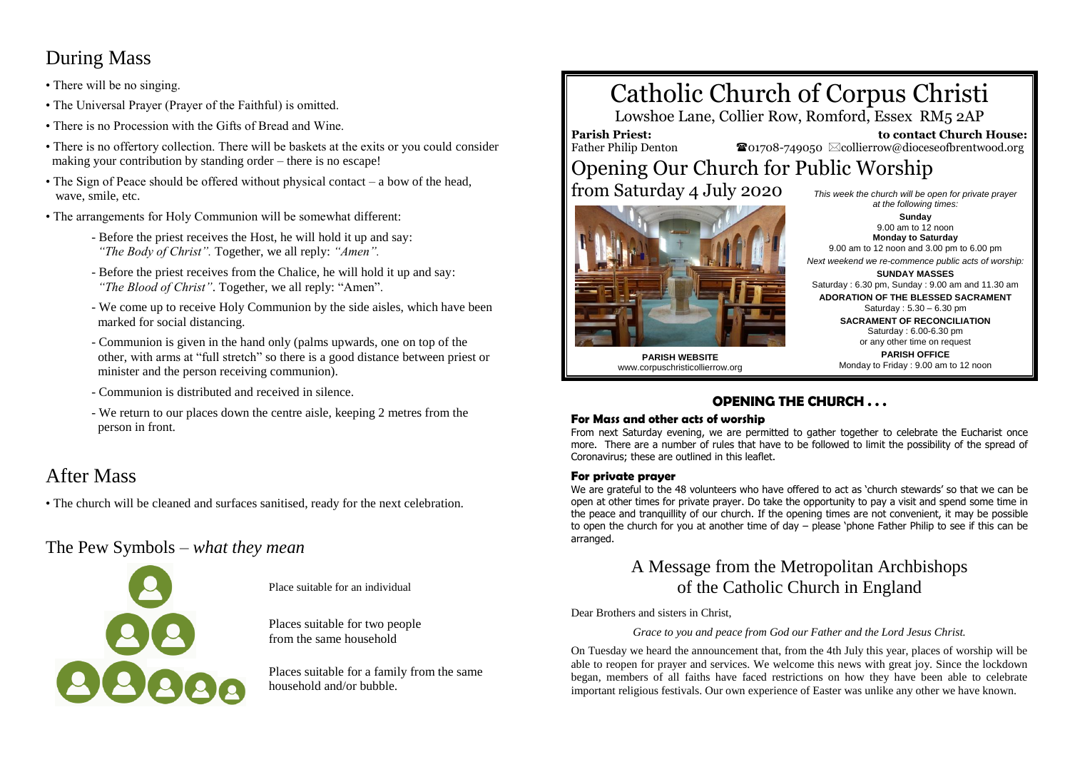## During Mass

- There will be no singing.
- The Universal Prayer (Prayer of the Faithful) is omitted.
- There is no Procession with the Gifts of Bread and Wine.
- There is no offertory collection. There will be baskets at the exits or you could consider making your contribution by standing order – there is no escape!
- The Sign of Peace should be offered without physical contact – a bow of the head, wave, smile, etc.
- The arrangements for Holy Communion will be somewhat different:
  - Before the priest receives the Host, he will hold it up and say: *"The Body of Christ".* Together, we all reply: *"Amen".*
  - Before the priest receives from the Chalice, he will hold it up and say: *"The Blood of Christ"*. Together, we all reply: "Amen".
  - We come up to receive Holy Communion by the side aisles, which have been marked for social distancing.
  - Communion is given in the hand only (palms upwards, one on top of the other, with arms at "full stretch" so there is a good distance between priest or minister and the person receiving communion).
  - Communion is distributed and received in silence.
  - We return to our places down the centre aisle, keeping 2 metres from the person in front.

## After Mass

- The church will be cleaned and surfaces sanitised, ready for the next celebration.

## The Pew Symbols – *what they mean*

Place suitable for an individual

Places suitable for two people from the same household

Places suitable for a family from the same household and/or bubble.

# Catholic Church of Corpus Christi

Lowshoe Lane, Collier Row, Romford, Essex RM5 2AP

**Parish Priest:** Father Philip Denton

**to contact Church House:** ☎01708-749050 ✉collierrow@dioceseofbrentwood.org

# Opening Our Church for Public Worship from Saturday 4 July 2020

*This week the church will be open for private prayer at the following times:*

**Sunday**
9.00 am to 12 noon

**Monday to Saturday**
9.00 am to 12 noon and 3.00 pm to 6.00 pm

*Next weekend we re-commence public acts of worship:*

**SUNDAY MASSES**
Saturday : 6.30 pm, Sunday : 9.00 am and 11.30 am

**ADORATION OF THE BLESSED SACRAMENT**
Saturday : 5.30 – 6.30 pm

**SACRAMENT OF RECONCILIATION**
Saturday : 6.00-6.30 pm
or any other time on request

**PARISH OFFICE**
Monday to Friday : 9.00 am to 12 noon

**PARISH WEBSITE**
www.corpuschristicollierrow.org

## OPENING THE CHURCH . . .

### For Mass and other acts of worship

From next Saturday evening, we are permitted to gather together to celebrate the Eucharist once more. There are a number of rules that have to be followed to limit the possibility of the spread of Coronavirus; these are outlined in this leaflet.

### For private prayer

We are grateful to the 48 volunteers who have offered to act as 'church stewards' so that we can be open at other times for private prayer. Do take the opportunity to pay a visit and spend some time in the peace and tranquillity of our church. If the opening times are not convenient, it may be possible to open the church for you at another time of day – please 'phone Father Philip to see if this can be arranged.

## A Message from the Metropolitan Archbishops of the Catholic Church in England

Dear Brothers and sisters in Christ,

*Grace to you and peace from God our Father and the Lord Jesus Christ.*

On Tuesday we heard the announcement that, from the 4th July this year, places of worship will be able to reopen for prayer and services. We welcome this news with great joy. Since the lockdown began, members of all faiths have faced restrictions on how they have been able to celebrate important religious festivals. Our own experience of Easter was unlike any other we have known.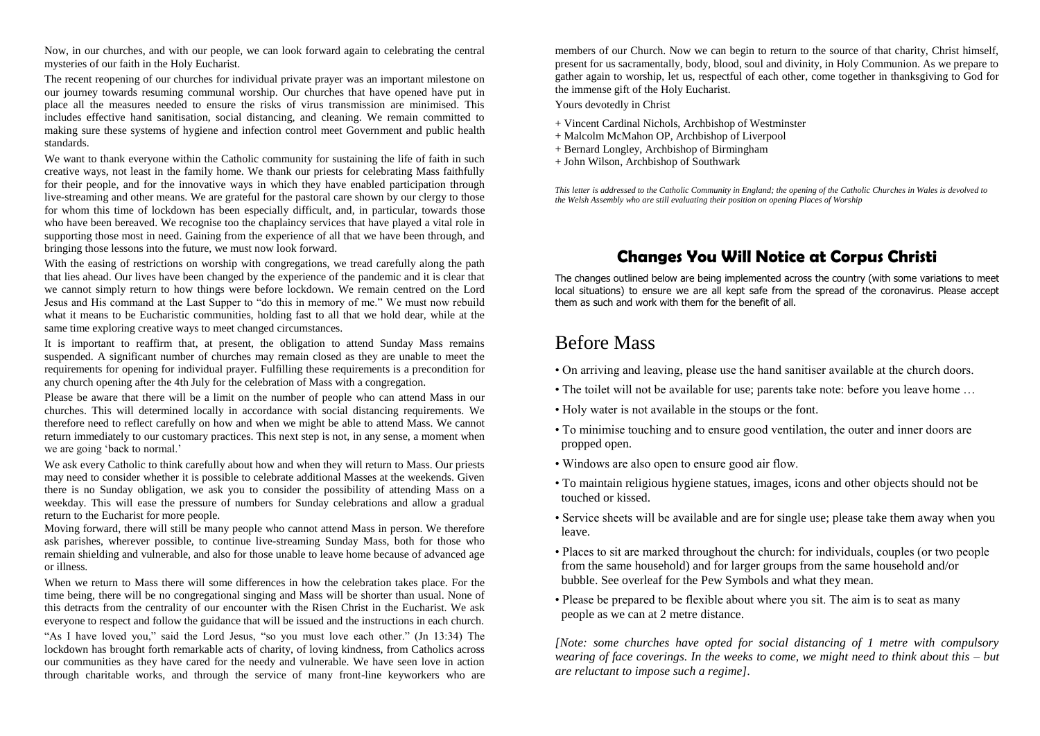Now, in our churches, and with our people, we can look forward again to celebrating the central mysteries of our faith in the Holy Eucharist.

The recent reopening of our churches for individual private prayer was an important milestone on our journey towards resuming communal worship. Our churches that have opened have put in place all the measures needed to ensure the risks of virus transmission are minimised. This includes effective hand sanitisation, social distancing, and cleaning. We remain committed to making sure these systems of hygiene and infection control meet Government and public health standards.

We want to thank everyone within the Catholic community for sustaining the life of faith in such creative ways, not least in the family home. We thank our priests for celebrating Mass faithfully for their people, and for the innovative ways in which they have enabled participation through live-streaming and other means. We are grateful for the pastoral care shown by our clergy to those for whom this time of lockdown has been especially difficult, and, in particular, towards those who have been bereaved. We recognise too the chaplaincy services that have played a vital role in supporting those most in need. Gaining from the experience of all that we have been through, and bringing those lessons into the future, we must now look forward.

With the easing of restrictions on worship with congregations, we tread carefully along the path that lies ahead. Our lives have been changed by the experience of the pandemic and it is clear that we cannot simply return to how things were before lockdown. We remain centred on the Lord Jesus and His command at the Last Supper to "do this in memory of me." We must now rebuild what it means to be Eucharistic communities, holding fast to all that we hold dear, while at the same time exploring creative ways to meet changed circumstances.

It is important to reaffirm that, at present, the obligation to attend Sunday Mass remains suspended. A significant number of churches may remain closed as they are unable to meet the requirements for opening for individual prayer. Fulfilling these requirements is a precondition for any church opening after the 4th July for the celebration of Mass with a congregation.

Please be aware that there will be a limit on the number of people who can attend Mass in our churches. This will determined locally in accordance with social distancing requirements. We therefore need to reflect carefully on how and when we might be able to attend Mass. We cannot return immediately to our customary practices. This next step is not, in any sense, a moment when we are going 'back to normal.'

We ask every Catholic to think carefully about how and when they will return to Mass. Our priests may need to consider whether it is possible to celebrate additional Masses at the weekends. Given there is no Sunday obligation, we ask you to consider the possibility of attending Mass on a weekday. This will ease the pressure of numbers for Sunday celebrations and allow a gradual return to the Eucharist for more people.

Moving forward, there will still be many people who cannot attend Mass in person. We therefore ask parishes, wherever possible, to continue live-streaming Sunday Mass, both for those who remain shielding and vulnerable, and also for those unable to leave home because of advanced age or illness.

When we return to Mass there will some differences in how the celebration takes place. For the time being, there will be no congregational singing and Mass will be shorter than usual. None of this detracts from the centrality of our encounter with the Risen Christ in the Eucharist. We ask everyone to respect and follow the guidance that will be issued and the instructions in each church.

"As I have loved you," said the Lord Jesus, "so you must love each other." (Jn 13:34) The lockdown has brought forth remarkable acts of charity, of loving kindness, from Catholics across our communities as they have cared for the needy and vulnerable. We have seen love in action through charitable works, and through the service of many front-line keyworkers who are members of our Church. Now we can begin to return to the source of that charity, Christ himself, present for us sacramentally, body, blood, soul and divinity, in Holy Communion. As we prepare to gather again to worship, let us, respectful of each other, come together in thanksgiving to God for the immense gift of the Holy Eucharist.

Yours devotedly in Christ

+ Vincent Cardinal Nichols, Archbishop of Westminster
+ Malcolm McMahon OP, Archbishop of Liverpool
+ Bernard Longley, Archbishop of Birmingham
+ John Wilson, Archbishop of Southwark

*This letter is addressed to the Catholic Community in England; the opening of the Catholic Churches in Wales is devolved to the Welsh Assembly who are still evaluating their position on opening Places of Worship*

## Changes You Will Notice at Corpus Christi

The changes outlined below are being implemented across the country (with some variations to meet local situations) to ensure we are all kept safe from the spread of the coronavirus. Please accept them as such and work with them for the benefit of all.

# Before Mass

- On arriving and leaving, please use the hand sanitiser available at the church doors.
- The toilet will not be available for use; parents take note: before you leave home …
- Holy water is not available in the stoups or the font.
- To minimise touching and to ensure good ventilation, the outer and inner doors are propped open.
- Windows are also open to ensure good air flow.
- To maintain religious hygiene statues, images, icons and other objects should not be touched or kissed.
- Service sheets will be available and are for single use; please take them away when you leave.
- Places to sit are marked throughout the church: for individuals, couples (or two people from the same household) and for larger groups from the same household and/or bubble. See overleaf for the Pew Symbols and what they mean.
- Please be prepared to be flexible about where you sit. The aim is to seat as many people as we can at 2 metre distance.

*[Note: some churches have opted for social distancing of 1 metre with compulsory wearing of face coverings. In the weeks to come, we might need to think about this – but are reluctant to impose such a regime].*